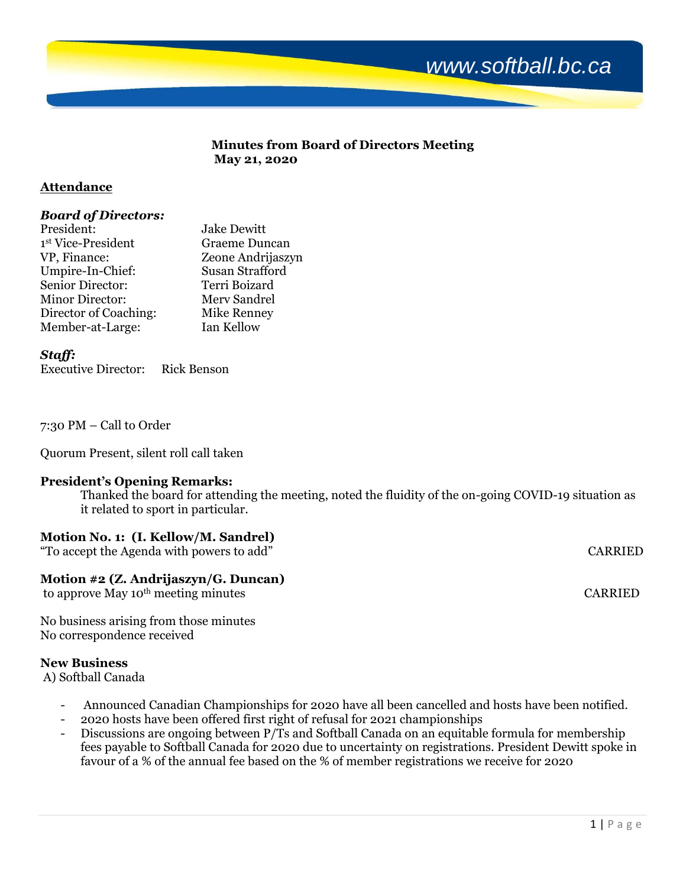www.softball.bc.ca

**Minutes from Board of Directors Meeting**
**May 21, 2020**

## Attendance

***Board of Directors:***

President: Jake Dewitt
1st Vice-President Graeme Duncan
VP, Finance: Zeone Andrijaszyn
Umpire-In-Chief: Susan Strafford
Senior Director: Terri Boizard
Minor Director: Merv Sandrel
Director of Coaching: Mike Renney
Member-at-Large: Ian Kellow

***Staff:***

Executive Director: Rick Benson

7:30 PM – Call to Order

Quorum Present, silent roll call taken

**President's Opening Remarks:**

Thanked the board for attending the meeting, noted the fluidity of the on-going COVID-19 situation as it related to sport in particular.

**Motion No. 1: (I. Kellow/M. Sandrel)**
"To accept the Agenda with powers to add" CARRIED

**Motion #2 (Z. Andrijaszyn/G. Duncan)**
to approve May 10th meeting minutes CARRIED

No business arising from those minutes
No correspondence received

**New Business**

A) Softball Canada

- Announced Canadian Championships for 2020 have all been cancelled and hosts have been notified.
- 2020 hosts have been offered first right of refusal for 2021 championships
- Discussions are ongoing between P/Ts and Softball Canada on an equitable formula for membership fees payable to Softball Canada for 2020 due to uncertainty on registrations. President Dewitt spoke in favour of a % of the annual fee based on the % of member registrations we receive for 2020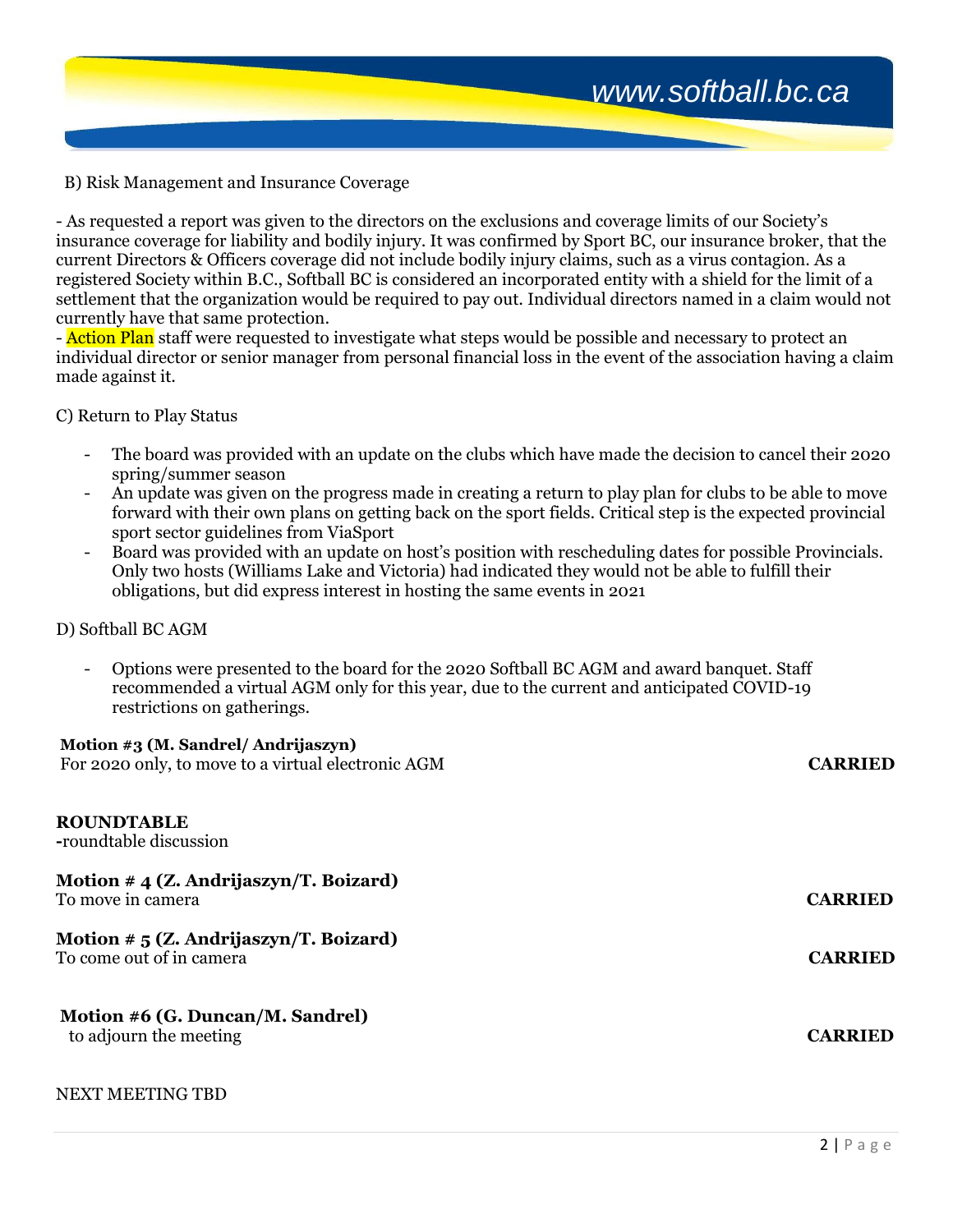B) Risk Management and Insurance Coverage

- As requested a report was given to the directors on the exclusions and coverage limits of our Society's insurance coverage for liability and bodily injury. It was confirmed by Sport BC, our insurance broker, that the current Directors & Officers coverage did not include bodily injury claims, such as a virus contagion. As a registered Society within B.C., Softball BC is considered an incorporated entity with a shield for the limit of a settlement that the organization would be required to pay out. Individual directors named in a claim would not currently have that same protection.
- Action Plan staff were requested to investigate what steps would be possible and necessary to protect an individual director or senior manager from personal financial loss in the event of the association having a claim made against it.

C) Return to Play Status

- The board was provided with an update on the clubs which have made the decision to cancel their 2020 spring/summer season
- An update was given on the progress made in creating a return to play plan for clubs to be able to move forward with their own plans on getting back on the sport fields. Critical step is the expected provincial sport sector guidelines from ViaSport
- Board was provided with an update on host's position with rescheduling dates for possible Provincials. Only two hosts (Williams Lake and Victoria) had indicated they would not be able to fulfill their obligations, but did express interest in hosting the same events in 2021

D) Softball BC AGM

- Options were presented to the board for the 2020 Softball BC AGM and award banquet. Staff recommended a virtual AGM only for this year, due to the current and anticipated COVID-19 restrictions on gatherings.

**Motion #3 (M. Sandrel/ Andrijaszyn)**
For 2020 only, to move to a virtual electronic AGM **CARRIED**

**ROUNDTABLE**
-roundtable discussion

**Motion # 4 (Z. Andrijaszyn/T. Boizard)**
To move in camera **CARRIED**

**Motion # 5 (Z. Andrijaszyn/T. Boizard)**
To come out of in camera **CARRIED**

**Motion #6 (G. Duncan/M. Sandrel)**
to adjourn the meeting **CARRIED**

NEXT MEETING TBD